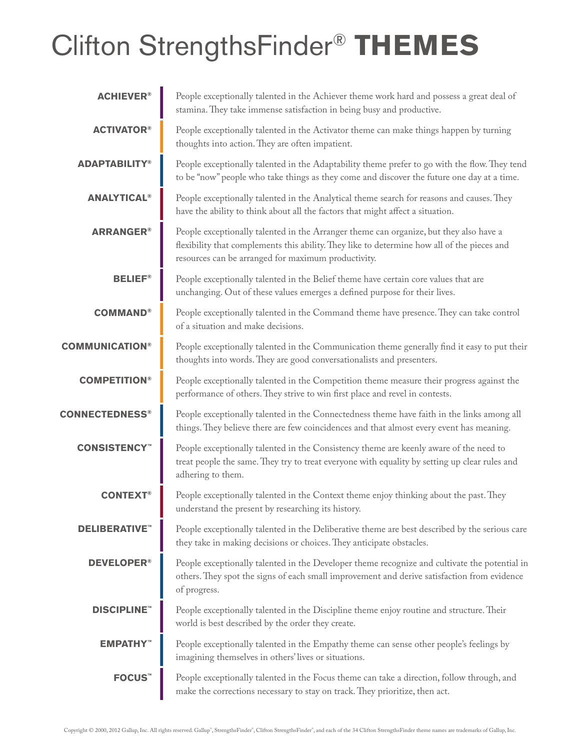# Clifton StrengthsFinder® **THEMES**

**ACHIEVER®** People exceptionally talented in the Achiever theme work hard and possess a great deal of stamina. They take immense satisfaction in being busy and productive.

**ACTIVATOR®** People exceptionally talented in the Activator theme can make things happen by turning thoughts into action. They are often impatient.

**ADAPTABILITY®** People exceptionally talented in the Adaptability theme prefer to go with the flow. They tend to be "now" people who take things as they come and discover the future one day at a time.

**ANALYTICAL®** People exceptionally talented in the Analytical theme search for reasons and causes. They have the ability to think about all the factors that might affect a situation.

**ARRANGER®** People exceptionally talented in the Arranger theme can organize, but they also have a flexibility that complements this ability. They like to determine how all of the pieces and resources can be arranged for maximum productivity.

**BELIEF®** People exceptionally talented in the Belief theme have certain core values that are unchanging. Out of these values emerges a defined purpose for their lives.

**COMMAND®** People exceptionally talented in the Command theme have presence. They can take control of a situation and make decisions.

**COMMUNICATION®** People exceptionally talented in the Communication theme generally find it easy to put their thoughts into words. They are good conversationalists and presenters.

**COMPETITION®** People exceptionally talented in the Competition theme measure their progress against the performance of others. They strive to win first place and revel in contests.

**CONNECTEDNESS®** People exceptionally talented in the Connectedness theme have faith in the links among all things. They believe there are few coincidences and that almost every event has meaning.

**CONSISTENCY™** People exceptionally talented in the Consistency theme are keenly aware of the need to treat people the same. They try to treat everyone with equality by setting up clear rules and adhering to them.

**CONTEXT®** People exceptionally talented in the Context theme enjoy thinking about the past. They understand the present by researching its history.

**DELIBERATIVE™** People exceptionally talented in the Deliberative theme are best described by the serious care they take in making decisions or choices. They anticipate obstacles.

**DEVELOPER®** People exceptionally talented in the Developer theme recognize and cultivate the potential in others. They spot the signs of each small improvement and derive satisfaction from evidence of progress.

**DISCIPLINE™** People exceptionally talented in the Discipline theme enjoy routine and structure. Their world is best described by the order they create.

**EMPATHY™** People exceptionally talented in the Empathy theme can sense other people's feelings by imagining themselves in others' lives or situations.

**FOCUS™** People exceptionally talented in the Focus theme can take a direction, follow through, and make the corrections necessary to stay on track. They prioritize, then act.

Copyright © 2000, 2012 Gallup, Inc. All rights reserved. Gallup®, StrengthsFinder®, Clifton StrengthsFinder®, and each of the 34 Clifton StrengthsFinder theme names are trademarks of Gallup, Inc.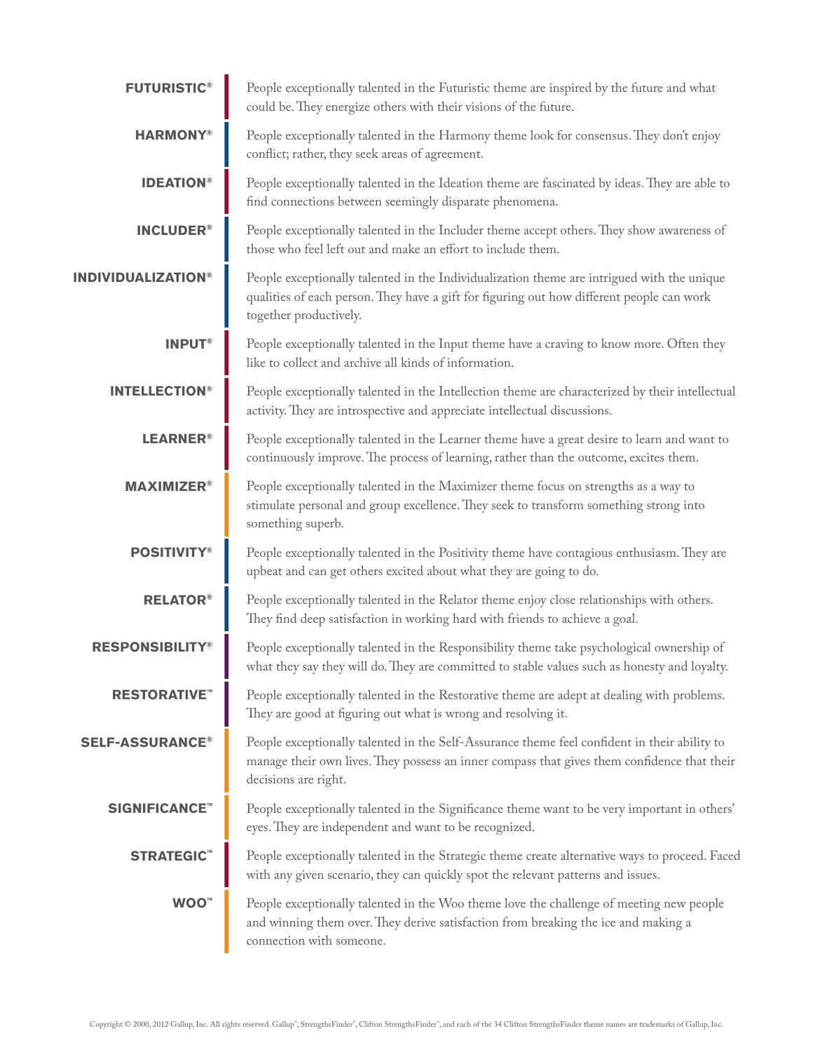**FUTURISTIC®**

People exceptionally talented in the Futuristic theme are inspired by the future and what could be. They energize others with their visions of the future.

**HARMONY®**

People exceptionally talented in the Harmony theme look for consensus. They don't enjoy conflict; rather, they seek areas of agreement.

**IDEATION®**

People exceptionally talented in the Ideation theme are fascinated by ideas. They are able to find connections between seemingly disparate phenomena.

**INCLUDER®**

People exceptionally talented in the Includer theme accept others. They show awareness of those who feel left out and make an effort to include them.

**INDIVIDUALIZATION®**

People exceptionally talented in the Individualization theme are intrigued with the unique qualities of each person. They have a gift for figuring out how different people can work together productively.

**INPUT®**

People exceptionally talented in the Input theme have a craving to know more. Often they like to collect and archive all kinds of information.

**INTELLECTION®**

People exceptionally talented in the Intellection theme are characterized by their intellectual activity. They are introspective and appreciate intellectual discussions.

**LEARNER®**

People exceptionally talented in the Learner theme have a great desire to learn and want to continuously improve. The process of learning, rather than the outcome, excites them.

**MAXIMIZER®**

People exceptionally talented in the Maximizer theme focus on strengths as a way to stimulate personal and group excellence. They seek to transform something strong into something superb.

**POSITIVITY®**

People exceptionally talented in the Positivity theme have contagious enthusiasm. They are upbeat and can get others excited about what they are going to do.

**RELATOR®**

People exceptionally talented in the Relator theme enjoy close relationships with others. They find deep satisfaction in working hard with friends to achieve a goal.

**RESPONSIBILITY®**

People exceptionally talented in the Responsibility theme take psychological ownership of what they say they will do. They are committed to stable values such as honesty and loyalty.

**RESTORATIVE™**

People exceptionally talented in the Restorative theme are adept at dealing with problems. They are good at figuring out what is wrong and resolving it.

**SELF-ASSURANCE®**

People exceptionally talented in the Self-Assurance theme feel confident in their ability to manage their own lives. They possess an inner compass that gives them confidence that their decisions are right.

**SIGNIFICANCE™**

People exceptionally talented in the Significance theme want to be very important in others' eyes. They are independent and want to be recognized.

**STRATEGIC™**

People exceptionally talented in the Strategic theme create alternative ways to proceed. Faced with any given scenario, they can quickly spot the relevant patterns and issues.

**WOO™**

People exceptionally talented in the Woo theme love the challenge of meeting new people and winning them over. They derive satisfaction from breaking the ice and making a connection with someone.

Copyright © 2000, 2012 Gallup, Inc. All rights reserved. Gallup®, StrengthsFinder®, Clifton StrengthsFinder®, and each of the 34 Clifton StrengthsFinder theme names are trademarks of Gallup, Inc.